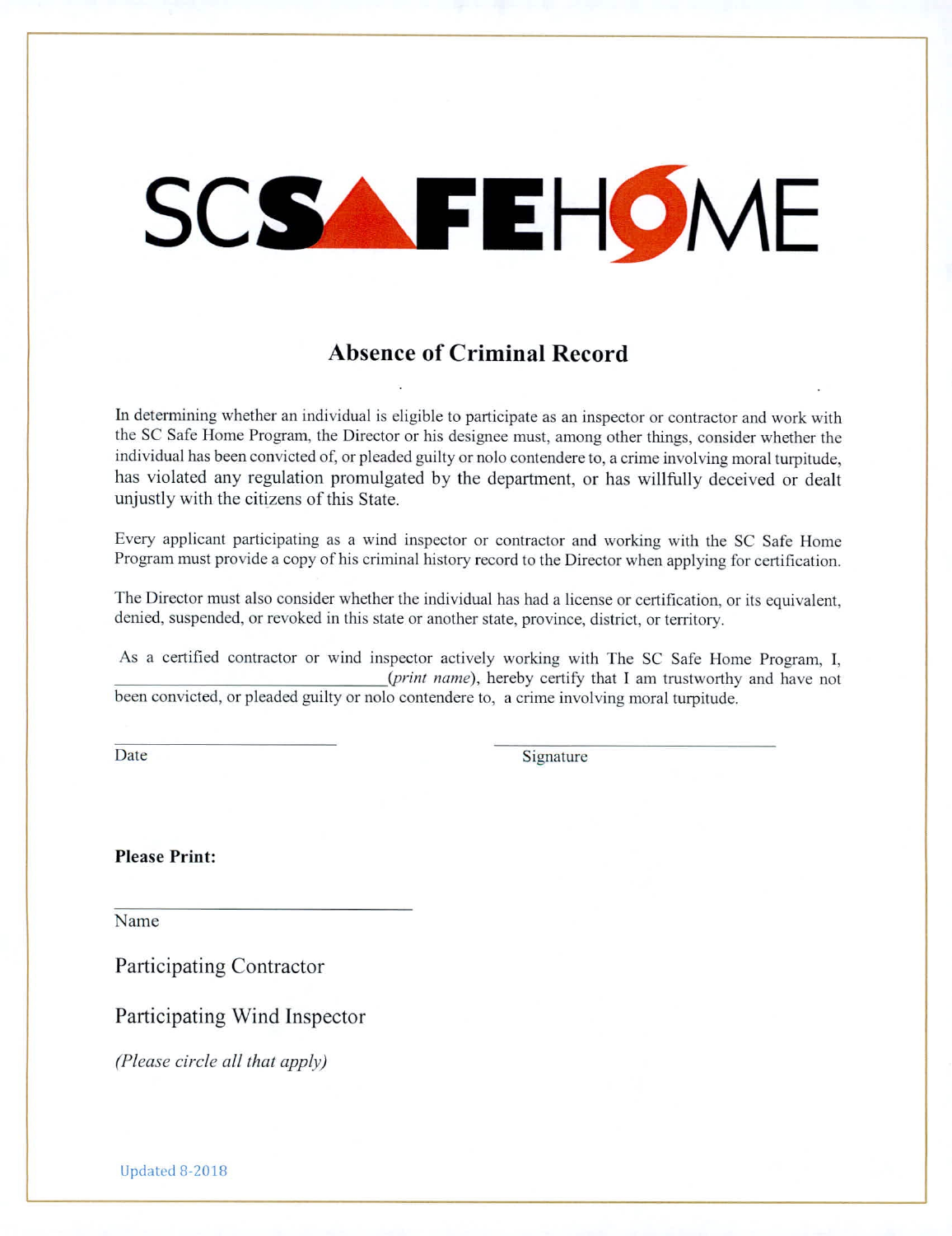SCSAFEHOME

## Absence of Criminal Record

In determining whether an individual is eligible to participate as an inspector or contractor and work with the SC Safe Home Program, the Director or his designee must, among other things, consider whether the individual has been convicted of, or pleaded guilty or nolo contendere to, a crime involving moral turpitude, has violated any regulation promulgated by the department, or has willfully deceived or dealt unjustly with the citizens of this State.

Every applicant participating as a wind inspector or contractor and working with the SC Safe Home Program must provide a copy of his criminal history record to the Director when applying for certification.

The Director must also consider whether the individual has had a license or certification, or its equivalent, denied, suspended, or revoked in this state or another state, province, district, or territory.

As a certified contractor or wind inspector actively working with The SC Safe Home Program, I, ______________________________ (*print name*), hereby certify that I am trustworthy and have not been convicted, or pleaded guilty or nolo contendere to, a crime involving moral turpitude.

______________________ Date

______________________ Signature

**Please Print:**

______________________ Name

Participating Contractor

Participating Wind Inspector

*(Please circle all that apply)*

Updated 8-2018